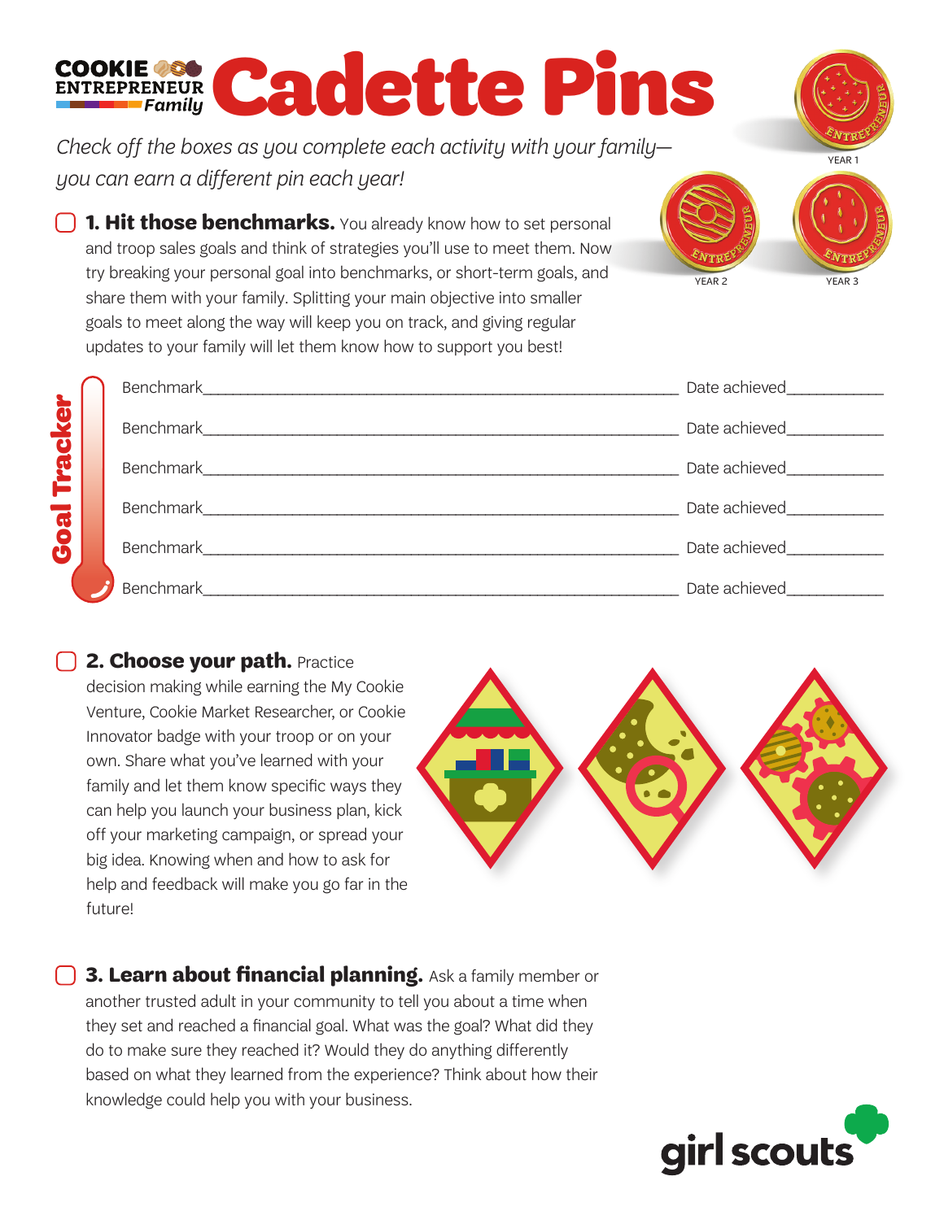COOKIE ENTREPRENEUR *Family*

# Cadette Pins

*Check off the boxes as you complete each activity with your family—you can earn a different pin each year!*

YEAR 1

YEAR 2

YEAR 3

☐ **1. Hit those benchmarks.** You already know how to set personal and troop sales goals and think of strategies you'll use to meet them. Now try breaking your personal goal into benchmarks, or short-term goals, and share them with your family. Splitting your main objective into smaller goals to meet along the way will keep you on track, and giving regular updates to your family will let them know how to support you best!

**Goal Tracker**

Benchmark______________________________ Date achieved___________

Benchmark______________________________ Date achieved___________

Benchmark______________________________ Date achieved___________

Benchmark______________________________ Date achieved___________

Benchmark______________________________ Date achieved___________

Benchmark______________________________ Date achieved___________

☐ **2. Choose your path.** Practice decision making while earning the My Cookie Venture, Cookie Market Researcher, or Cookie Innovator badge with your troop or on your own. Share what you've learned with your family and let them know specific ways they can help you launch your business plan, kick off your marketing campaign, or spread your big idea. Knowing when and how to ask for help and feedback will make you go far in the future!

☐ **3. Learn about financial planning.** Ask a family member or another trusted adult in your community to tell you about a time when they set and reached a financial goal. What was the goal? What did they do to make sure they reached it? Would they do anything differently based on what they learned from the experience? Think about how their knowledge could help you with your business.

girl scouts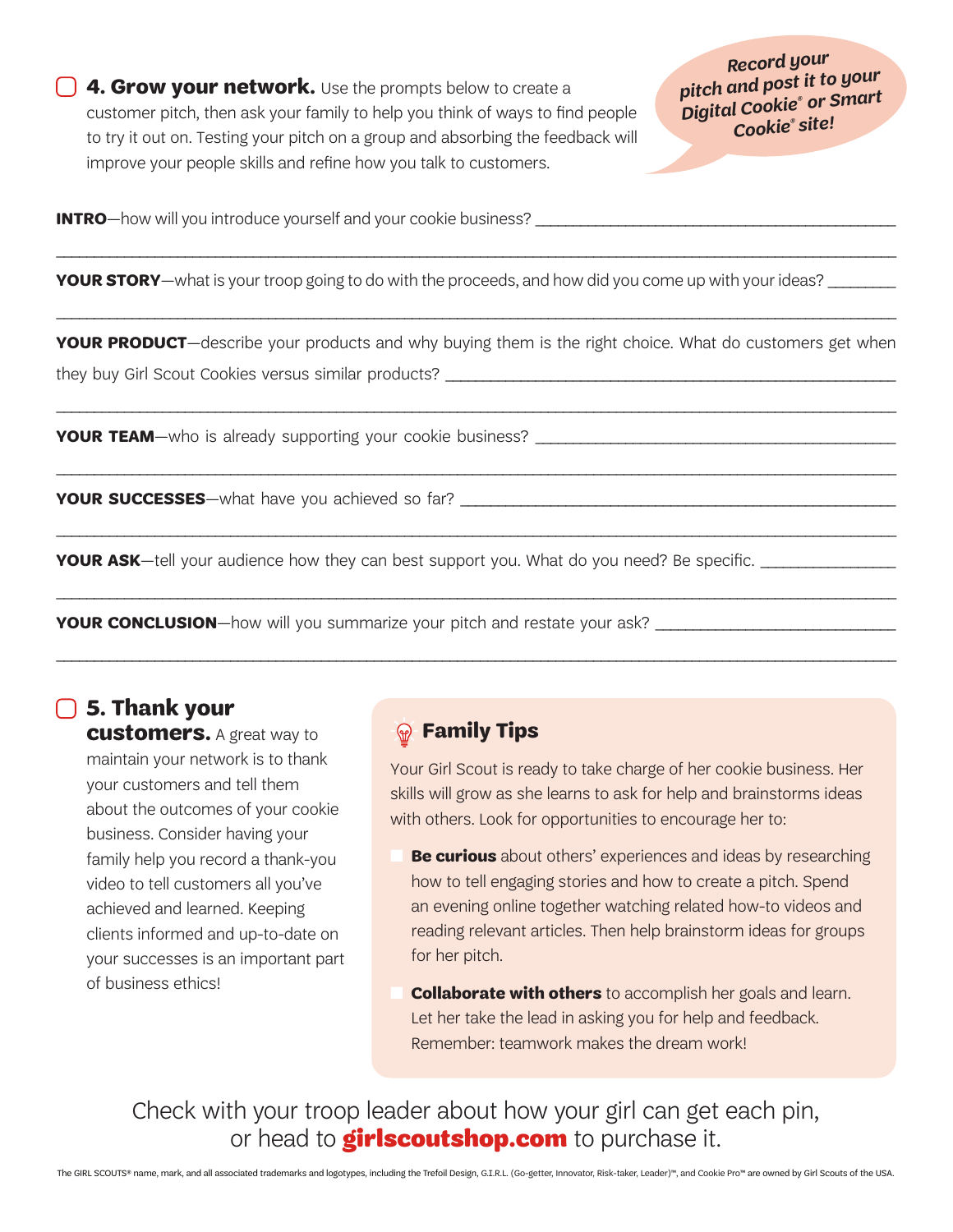**4. Grow your network.** Use the prompts below to create a customer pitch, then ask your family to help you think of ways to find people to try it out on. Testing your pitch on a group and absorbing the feedback will improve your people skills and refine how you talk to customers.

*Record your pitch and post it to your Digital Cookie® or Smart Cookie® site!*

**INTRO**—how will you introduce yourself and your cookie business? ____________________________________________

______________________________________________________________________________

**YOUR STORY**—what is your troop going to do with the proceeds, and how did you come up with your ideas? ________

______________________________________________________________________________

**YOUR PRODUCT**—describe your products and why buying them is the right choice. What do customers get when they buy Girl Scout Cookies versus similar products? ______________________________________________________

______________________________________________________________________________

**YOUR TEAM**—who is already supporting your cookie business? ____________________________________________

______________________________________________________________________________

**YOUR SUCCESSES**—what have you achieved so far? ____________________________________________________

______________________________________________________________________________

**YOUR ASK**—tell your audience how they can best support you. What do you need? Be specific. _______________

______________________________________________________________________________

**YOUR CONCLUSION**—how will you summarize your pitch and restate your ask? ___________________________

______________________________________________________________________________

**5. Thank your customers.** A great way to maintain your network is to thank your customers and tell them about the outcomes of your cookie business. Consider having your family help you record a thank-you video to tell customers all you've achieved and learned. Keeping clients informed and up-to-date on your successes is an important part of business ethics!

## Family Tips

Your Girl Scout is ready to take charge of her cookie business. Her skills will grow as she learns to ask for help and brainstorms ideas with others. Look for opportunities to encourage her to:

- **Be curious** about others' experiences and ideas by researching how to tell engaging stories and how to create a pitch. Spend an evening online together watching related how-to videos and reading relevant articles. Then help brainstorm ideas for groups for her pitch.
- **Collaborate with others** to accomplish her goals and learn. Let her take the lead in asking you for help and feedback. Remember: teamwork makes the dream work!

Check with your troop leader about how your girl can get each pin, or head to **girlscoutshop.com** to purchase it.

The GIRL SCOUTS® name, mark, and all associated trademarks and logotypes, including the Trefoil Design, G.I.R.L. (Go-getter, Innovator, Risk-taker, Leader)™, and Cookie Pro™ are owned by Girl Scouts of the USA.